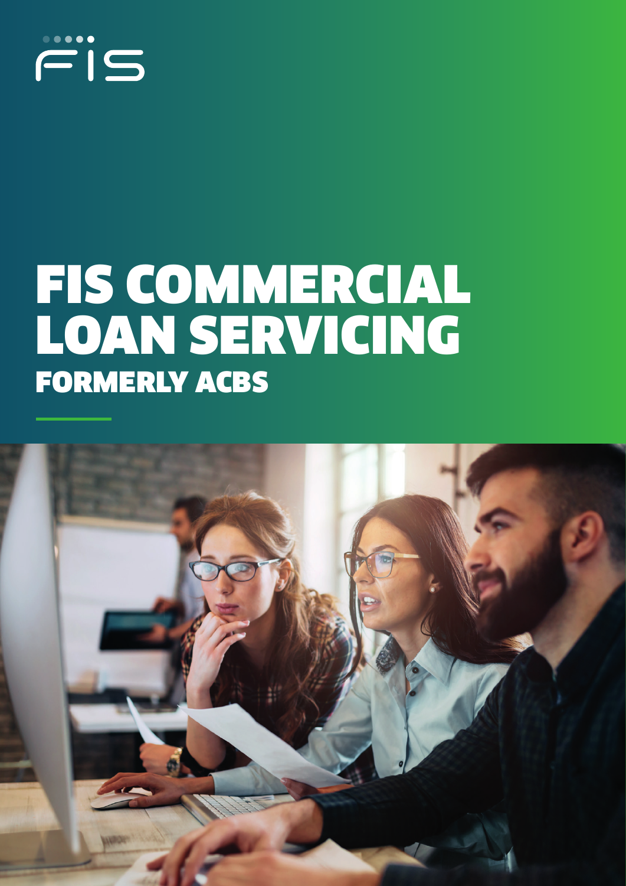# FIS COMMERCIAL LOAN SERVICING

## FORMERLY ACBS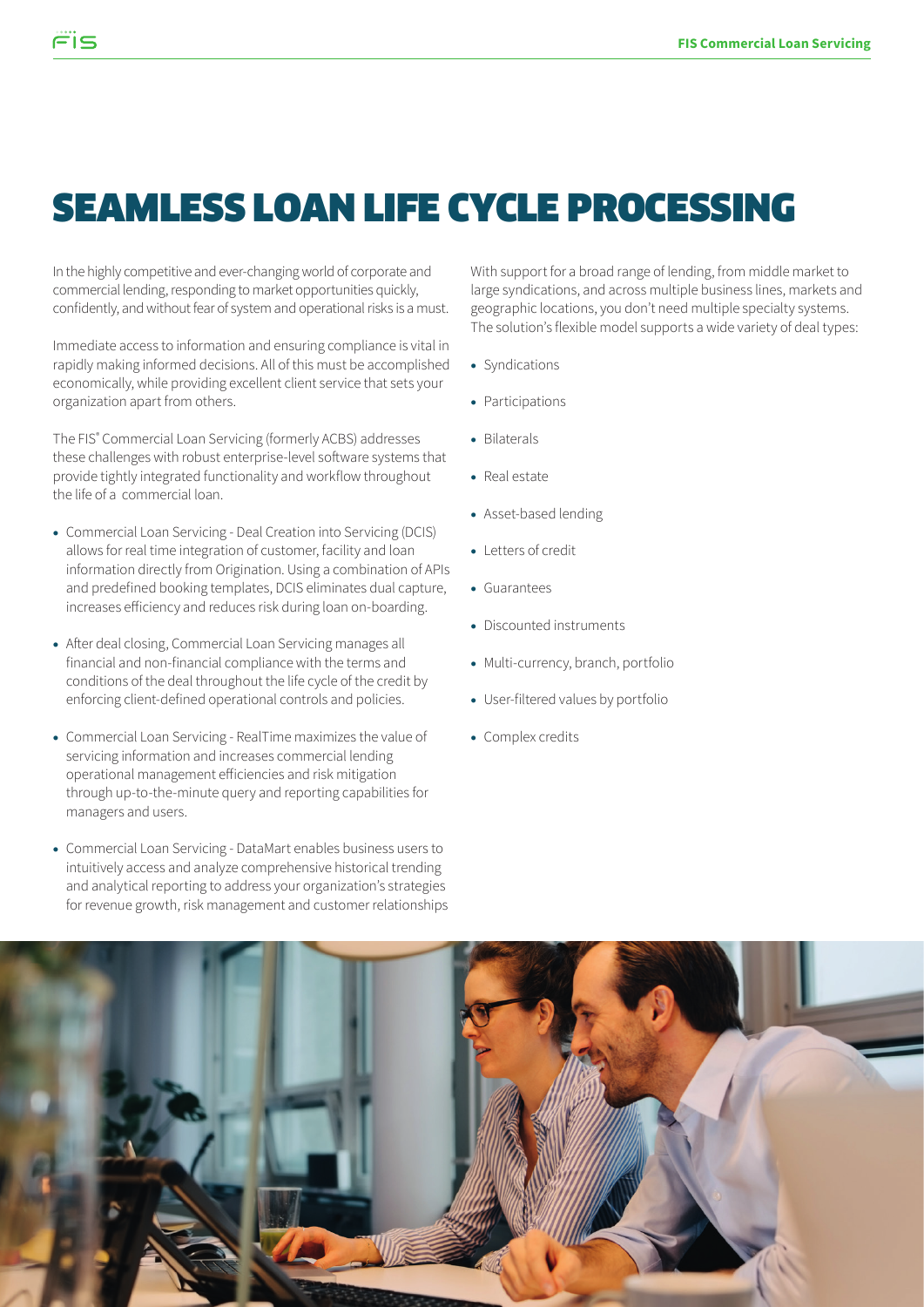# SEAMLESS LOAN LIFE CYCLE PROCESSING

In the highly competitive and ever-changing world of corporate and commercial lending, responding to market opportunities quickly, confidently, and without fear of system and operational risks is a must.

Immediate access to information and ensuring compliance is vital in rapidly making informed decisions. All of this must be accomplished economically, while providing excellent client service that sets your organization apart from others.

The FIS® Commercial Loan Servicing (formerly ACBS) addresses these challenges with robust enterprise-level software systems that provide tightly integrated functionality and workflow throughout the life of a commercial loan.

- Commercial Loan Servicing - Deal Creation into Servicing (DCIS) allows for real time integration of customer, facility and loan information directly from Origination. Using a combination of APIs and predefined booking templates, DCIS eliminates dual capture, increases efficiency and reduces risk during loan on-boarding.
- After deal closing, Commercial Loan Servicing manages all financial and non-financial compliance with the terms and conditions of the deal throughout the life cycle of the credit by enforcing client-defined operational controls and policies.
- Commercial Loan Servicing - RealTime maximizes the value of servicing information and increases commercial lending operational management efficiencies and risk mitigation through up-to-the-minute query and reporting capabilities for managers and users.
- Commercial Loan Servicing - DataMart enables business users to intuitively access and analyze comprehensive historical trending and analytical reporting to address your organization's strategies for revenue growth, risk management and customer relationships

With support for a broad range of lending, from middle market to large syndications, and across multiple business lines, markets and geographic locations, you don't need multiple specialty systems. The solution's flexible model supports a wide variety of deal types:

- Syndications
- Participations
- Bilaterals
- Real estate
- Asset-based lending
- Letters of credit
- Guarantees
- Discounted instruments
- Multi-currency, branch, portfolio
- User-filtered values by portfolio
- Complex credits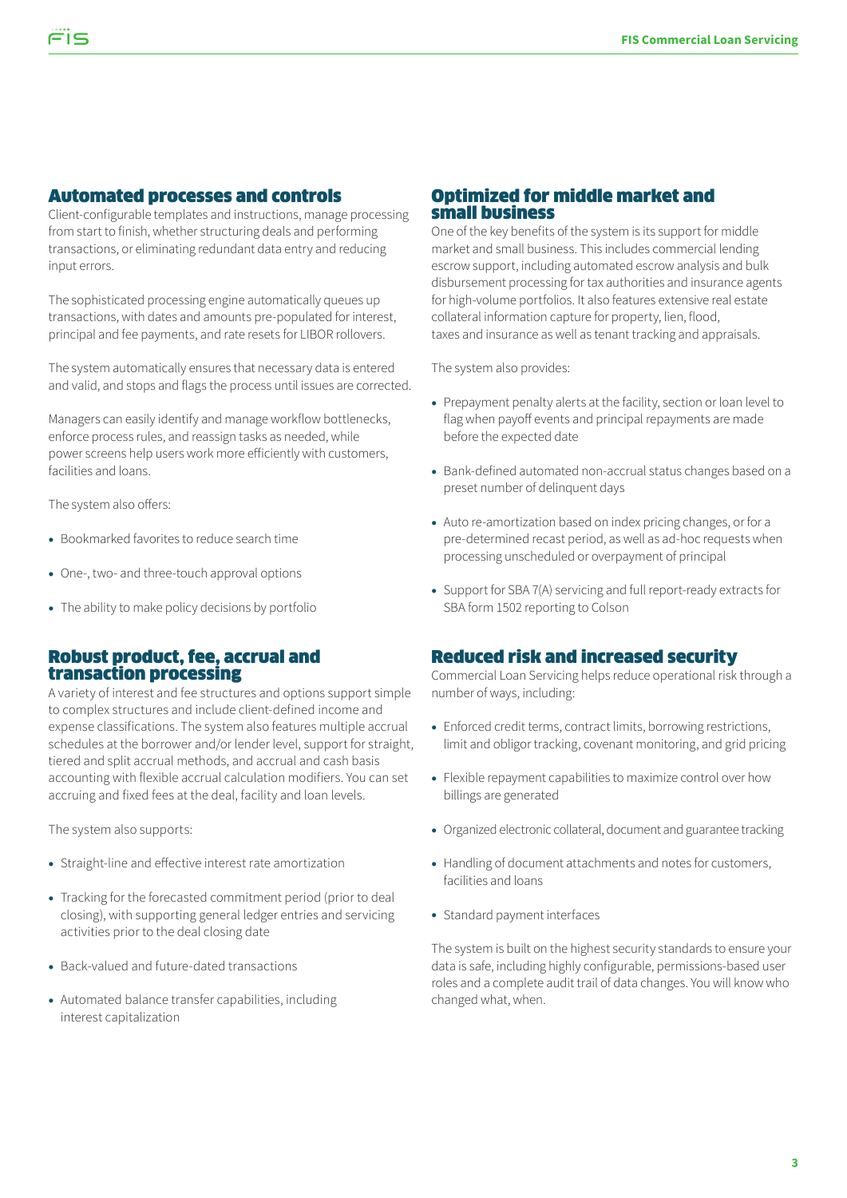## Automated processes and controls

Client-configurable templates and instructions, manage processing from start to finish, whether structuring deals and performing transactions, or eliminating redundant data entry and reducing input errors.

The sophisticated processing engine automatically queues up transactions, with dates and amounts pre-populated for interest, principal and fee payments, and rate resets for LIBOR rollovers.

The system automatically ensures that necessary data is entered and valid, and stops and flags the process until issues are corrected.

Managers can easily identify and manage workflow bottlenecks, enforce process rules, and reassign tasks as needed, while power screens help users work more efficiently with customers, facilities and loans.

The system also offers:

- Bookmarked favorites to reduce search time
- One-, two- and three-touch approval options
- The ability to make policy decisions by portfolio

## Robust product, fee, accrual and transaction processing

A variety of interest and fee structures and options support simple to complex structures and include client-defined income and expense classifications. The system also features multiple accrual schedules at the borrower and/or lender level, support for straight, tiered and split accrual methods, and accrual and cash basis accounting with flexible accrual calculation modifiers. You can set accruing and fixed fees at the deal, facility and loan levels.

The system also supports:

- Straight-line and effective interest rate amortization
- Tracking for the forecasted commitment period (prior to deal closing), with supporting general ledger entries and servicing activities prior to the deal closing date
- Back-valued and future-dated transactions
- Automated balance transfer capabilities, including interest capitalization

## Optimized for middle market and small business

One of the key benefits of the system is its support for middle market and small business. This includes commercial lending escrow support, including automated escrow analysis and bulk disbursement processing for tax authorities and insurance agents for high-volume portfolios. It also features extensive real estate collateral information capture for property, lien, flood, taxes and insurance as well as tenant tracking and appraisals.

The system also provides:

- Prepayment penalty alerts at the facility, section or loan level to flag when payoff events and principal repayments are made before the expected date
- Bank-defined automated non-accrual status changes based on a preset number of delinquent days
- Auto re-amortization based on index pricing changes, or for a pre-determined recast period, as well as ad-hoc requests when processing unscheduled or overpayment of principal
- Support for SBA 7(A) servicing and full report-ready extracts for SBA form 1502 reporting to Colson

## Reduced risk and increased security

Commercial Loan Servicing helps reduce operational risk through a number of ways, including:

- Enforced credit terms, contract limits, borrowing restrictions, limit and obligor tracking, covenant monitoring, and grid pricing
- Flexible repayment capabilities to maximize control over how billings are generated
- Organized electronic collateral, document and guarantee tracking
- Handling of document attachments and notes for customers, facilities and loans
- Standard payment interfaces

The system is built on the highest security standards to ensure your data is safe, including highly configurable, permissions-based user roles and a complete audit trail of data changes. You will know who changed what, when.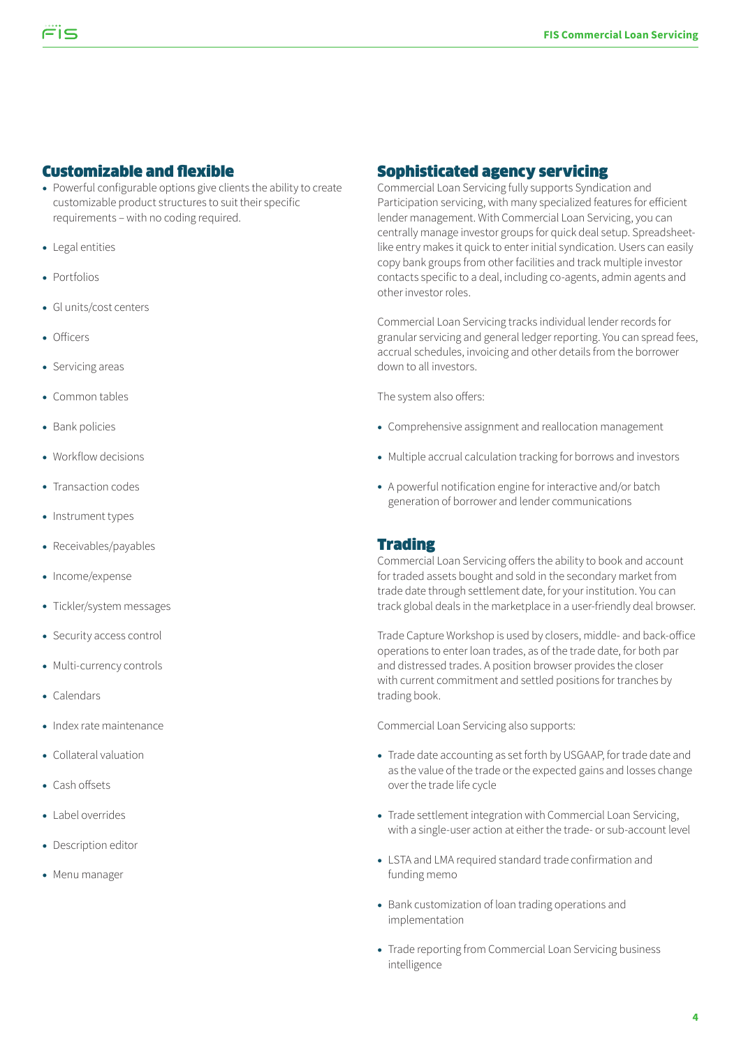## Customizable and flexible

- Powerful configurable options give clients the ability to create customizable product structures to suit their specific requirements – with no coding required.
- Legal entities
- Portfolios
- Gl units/cost centers
- Officers
- Servicing areas
- Common tables
- Bank policies
- Workflow decisions
- Transaction codes
- Instrument types
- Receivables/payables
- Income/expense
- Tickler/system messages
- Security access control
- Multi-currency controls
- Calendars
- Index rate maintenance
- Collateral valuation
- Cash offsets
- Label overrides
- Description editor
- Menu manager

## Sophisticated agency servicing

Commercial Loan Servicing fully supports Syndication and Participation servicing, with many specialized features for efficient lender management. With Commercial Loan Servicing, you can centrally manage investor groups for quick deal setup. Spreadsheet-like entry makes it quick to enter initial syndication. Users can easily copy bank groups from other facilities and track multiple investor contacts specific to a deal, including co-agents, admin agents and other investor roles.

Commercial Loan Servicing tracks individual lender records for granular servicing and general ledger reporting. You can spread fees, accrual schedules, invoicing and other details from the borrower down to all investors.

The system also offers:

- Comprehensive assignment and reallocation management
- Multiple accrual calculation tracking for borrows and investors
- A powerful notification engine for interactive and/or batch generation of borrower and lender communications

## Trading

Commercial Loan Servicing offers the ability to book and account for traded assets bought and sold in the secondary market from trade date through settlement date, for your institution. You can track global deals in the marketplace in a user-friendly deal browser.

Trade Capture Workshop is used by closers, middle- and back-office operations to enter loan trades, as of the trade date, for both par and distressed trades. A position browser provides the closer with current commitment and settled positions for tranches by trading book.

Commercial Loan Servicing also supports:

- Trade date accounting as set forth by USGAAP, for trade date and as the value of the trade or the expected gains and losses change over the trade life cycle
- Trade settlement integration with Commercial Loan Servicing, with a single-user action at either the trade- or sub-account level
- LSTA and LMA required standard trade confirmation and funding memo
- Bank customization of loan trading operations and implementation
- Trade reporting from Commercial Loan Servicing business intelligence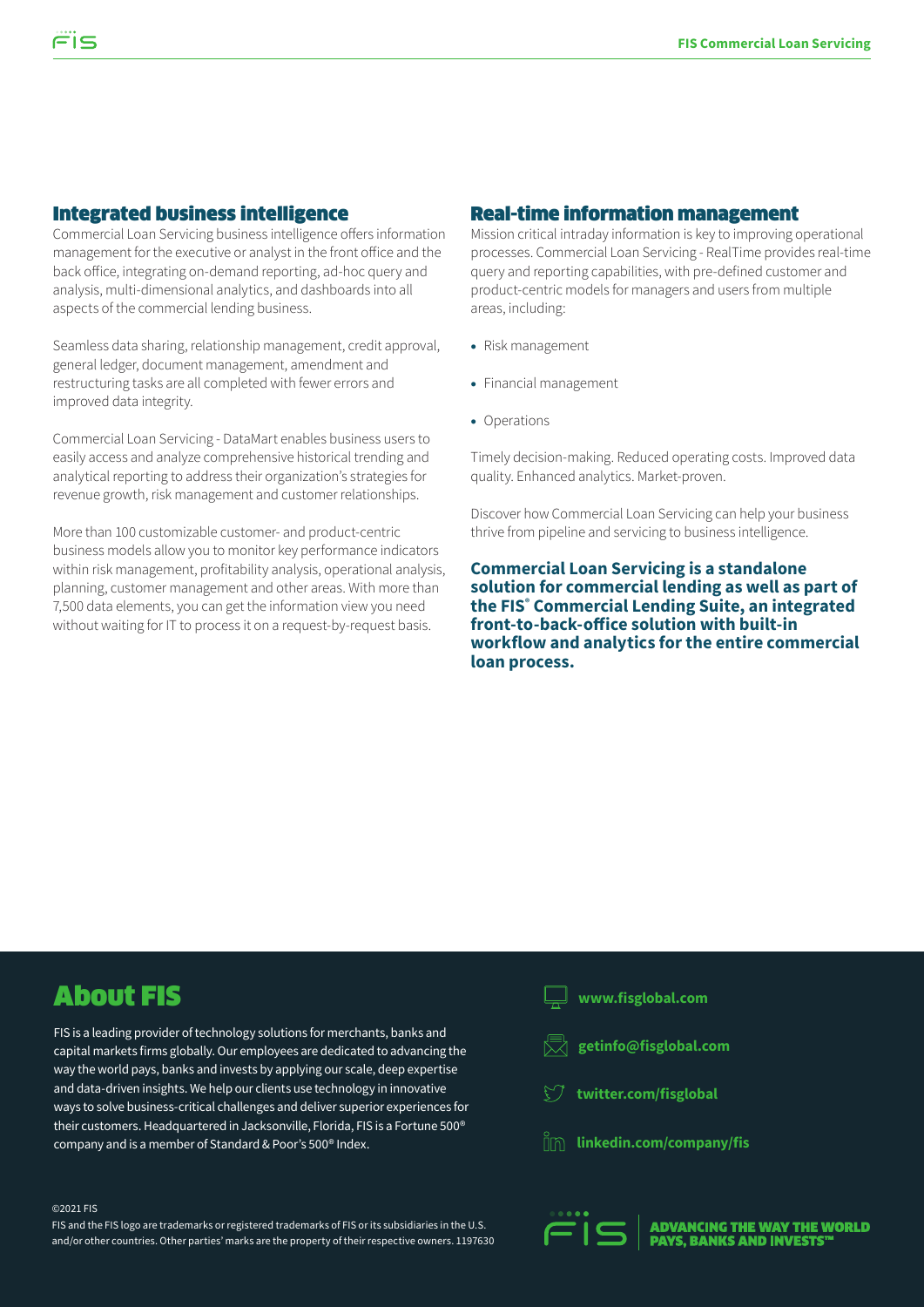## Integrated business intelligence

Commercial Loan Servicing business intelligence offers information management for the executive or analyst in the front office and the back office, integrating on-demand reporting, ad-hoc query and analysis, multi-dimensional analytics, and dashboards into all aspects of the commercial lending business.

Seamless data sharing, relationship management, credit approval, general ledger, document management, amendment and restructuring tasks are all completed with fewer errors and improved data integrity.

Commercial Loan Servicing - DataMart enables business users to easily access and analyze comprehensive historical trending and analytical reporting to address their organization's strategies for revenue growth, risk management and customer relationships.

More than 100 customizable customer- and product-centric business models allow you to monitor key performance indicators within risk management, profitability analysis, operational analysis, planning, customer management and other areas. With more than 7,500 data elements, you can get the information view you need without waiting for IT to process it on a request-by-request basis.

## Real-time information management

Mission critical intraday information is key to improving operational processes. Commercial Loan Servicing - RealTime provides real-time query and reporting capabilities, with pre-defined customer and product-centric models for managers and users from multiple areas, including:

- Risk management
- Financial management
- Operations

Timely decision-making. Reduced operating costs. Improved data quality. Enhanced analytics. Market-proven.

Discover how Commercial Loan Servicing can help your business thrive from pipeline and servicing to business intelligence.

**Commercial Loan Servicing is a standalone solution for commercial lending as well as part of the FIS® Commercial Lending Suite, an integrated front-to-back-office solution with built-in workflow and analytics for the entire commercial loan process.**

## About FIS

FIS is a leading provider of technology solutions for merchants, banks and capital markets firms globally. Our employees are dedicated to advancing the way the world pays, banks and invests by applying our scale, deep expertise and data-driven insights. We help our clients use technology in innovative ways to solve business-critical challenges and deliver superior experiences for their customers. Headquartered in Jacksonville, Florida, FIS is a Fortune 500® company and is a member of Standard & Poor's 500® Index.

**www.fisglobal.com**

**getinfo@fisglobal.com**

**twitter.com/fisglobal**

**linkedin.com/company/fis**

©2021 FIS

FIS and the FIS logo are trademarks or registered trademarks of FIS or its subsidiaries in the U.S. and/or other countries. Other parties' marks are the property of their respective owners. 1197630

**ADVANCING THE WAY THE WORLD PAYS, BANKS AND INVESTS™**